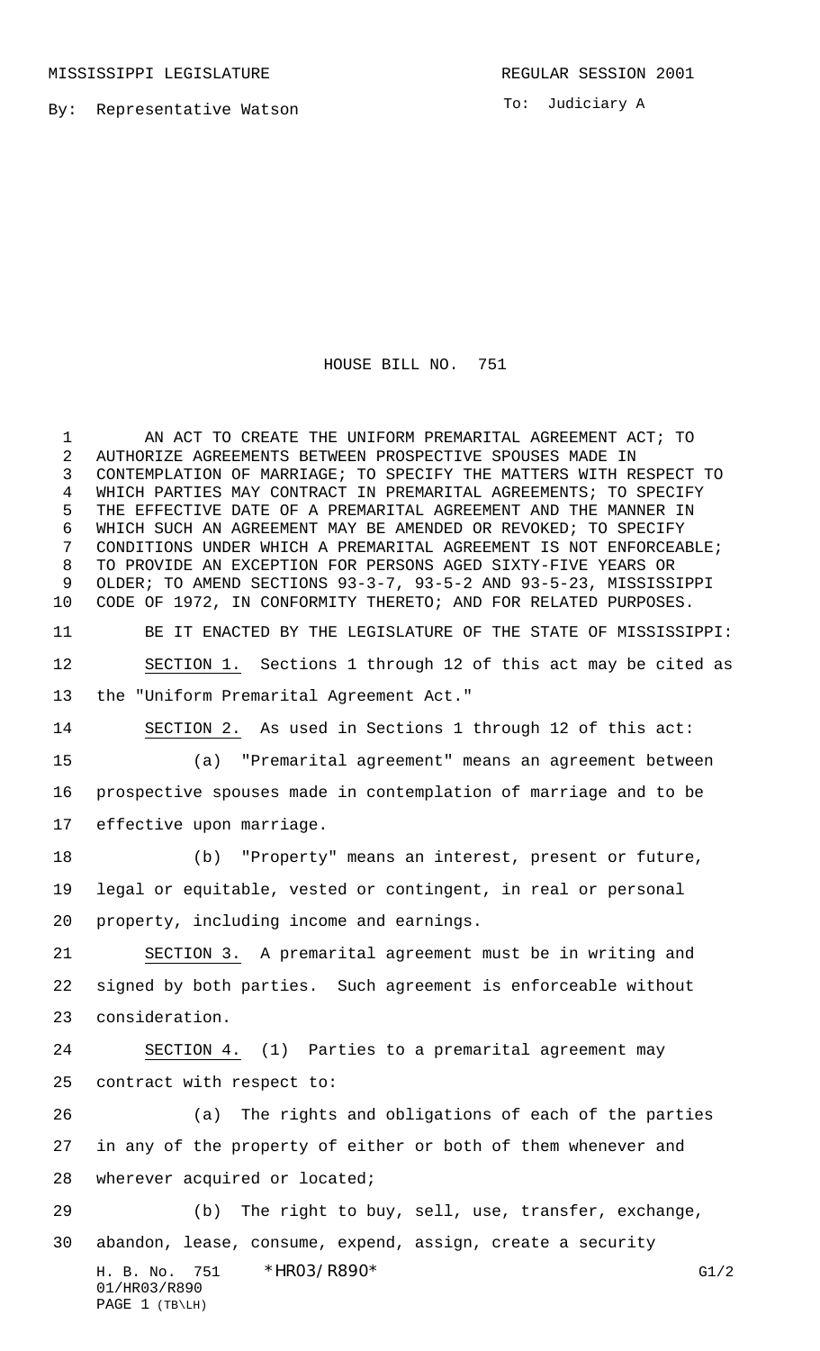MISSISSIPPI LEGISLATURE REGULAR SESSION 2001

By: Representative Watson

To: Judiciary A

# HOUSE BILL NO. 751

AN ACT TO CREATE THE UNIFORM PREMARITAL AGREEMENT ACT; TO AUTHORIZE AGREEMENTS BETWEEN PROSPECTIVE SPOUSES MADE IN CONTEMPLATION OF MARRIAGE; TO SPECIFY THE MATTERS WITH RESPECT TO WHICH PARTIES MAY CONTRACT IN PREMARITAL AGREEMENTS; TO SPECIFY THE EFFECTIVE DATE OF A PREMARITAL AGREEMENT AND THE MANNER IN WHICH SUCH AN AGREEMENT MAY BE AMENDED OR REVOKED; TO SPECIFY CONDITIONS UNDER WHICH A PREMARITAL AGREEMENT IS NOT ENFORCEABLE; TO PROVIDE AN EXCEPTION FOR PERSONS AGED SIXTY-FIVE YEARS OR OLDER; TO AMEND SECTIONS 93-3-7, 93-5-2 AND 93-5-23, MISSISSIPPI CODE OF 1972, IN CONFORMITY THERETO; AND FOR RELATED PURPOSES.

BE IT ENACTED BY THE LEGISLATURE OF THE STATE OF MISSISSIPPI:

SECTION 1. Sections 1 through 12 of this act may be cited as the "Uniform Premarital Agreement Act."

SECTION 2. As used in Sections 1 through 12 of this act:

(a) "Premarital agreement" means an agreement between prospective spouses made in contemplation of marriage and to be effective upon marriage.

(b) "Property" means an interest, present or future, legal or equitable, vested or contingent, in real or personal property, including income and earnings.

SECTION 3. A premarital agreement must be in writing and signed by both parties. Such agreement is enforceable without consideration.

SECTION 4. (1) Parties to a premarital agreement may contract with respect to:

(a) The rights and obligations of each of the parties in any of the property of either or both of them whenever and wherever acquired or located;

(b) The right to buy, sell, use, transfer, exchange, abandon, lease, consume, expend, assign, create a security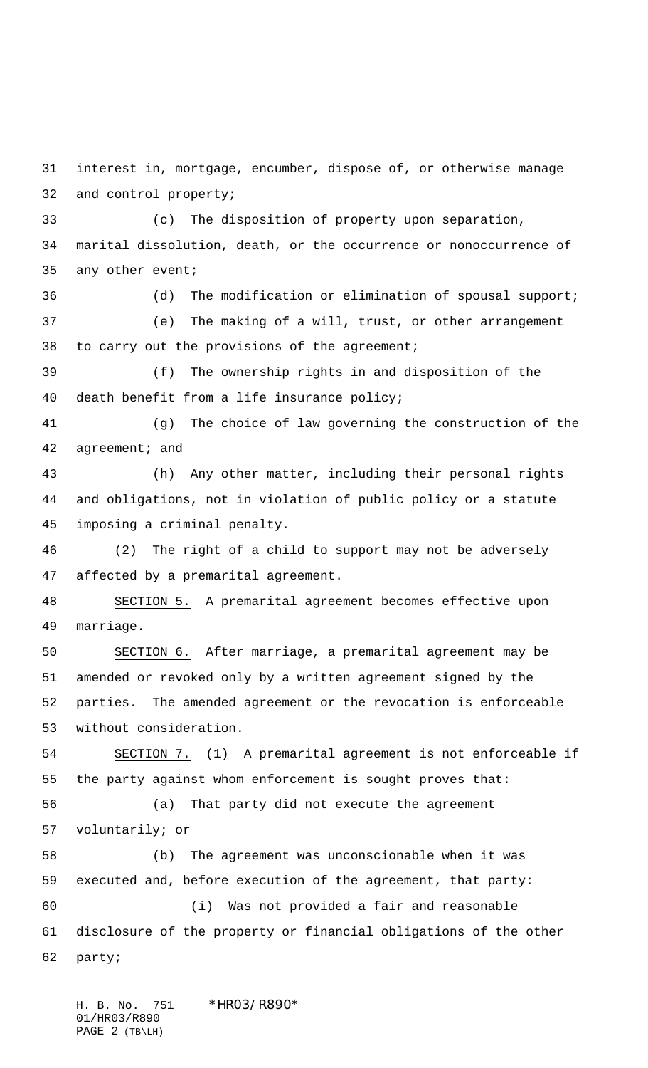interest in, mortgage, encumber, dispose of, or otherwise manage and control property;

(c) The disposition of property upon separation, marital dissolution, death, or the occurrence or nonoccurrence of any other event;

(d) The modification or elimination of spousal support;

(e) The making of a will, trust, or other arrangement to carry out the provisions of the agreement;

(f) The ownership rights in and disposition of the death benefit from a life insurance policy;

(g) The choice of law governing the construction of the agreement; and

(h) Any other matter, including their personal rights and obligations, not in violation of public policy or a statute imposing a criminal penalty.

(2) The right of a child to support may not be adversely affected by a premarital agreement.

SECTION 5. A premarital agreement becomes effective upon marriage.

SECTION 6. After marriage, a premarital agreement may be amended or revoked only by a written agreement signed by the parties. The amended agreement or the revocation is enforceable without consideration.

SECTION 7. (1) A premarital agreement is not enforceable if the party against whom enforcement is sought proves that:

(a) That party did not execute the agreement voluntarily; or

(b) The agreement was unconscionable when it was executed and, before execution of the agreement, that party:

(i) Was not provided a fair and reasonable disclosure of the property or financial obligations of the other party;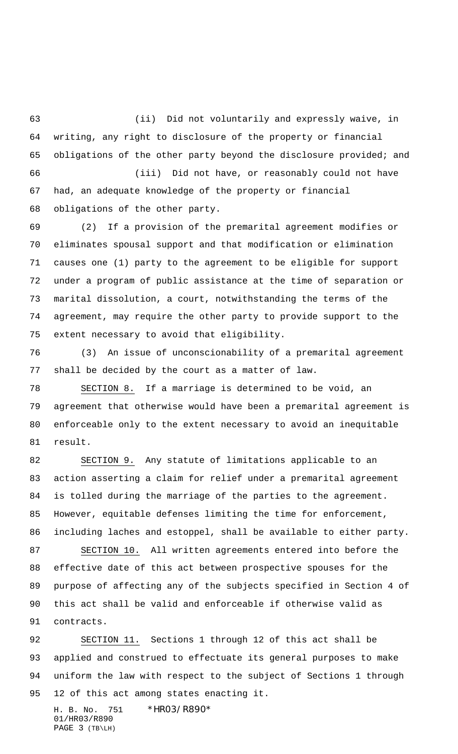(ii) Did not voluntarily and expressly waive, in writing, any right to disclosure of the property or financial obligations of the other party beyond the disclosure provided; and

(iii) Did not have, or reasonably could not have had, an adequate knowledge of the property or financial obligations of the other party.

(2) If a provision of the premarital agreement modifies or eliminates spousal support and that modification or elimination causes one (1) party to the agreement to be eligible for support under a program of public assistance at the time of separation or marital dissolution, a court, notwithstanding the terms of the agreement, may require the other party to provide support to the extent necessary to avoid that eligibility.

(3) An issue of unconscionability of a premarital agreement shall be decided by the court as a matter of law.

SECTION 8. If a marriage is determined to be void, an agreement that otherwise would have been a premarital agreement is enforceable only to the extent necessary to avoid an inequitable result.

SECTION 9. Any statute of limitations applicable to an action asserting a claim for relief under a premarital agreement is tolled during the marriage of the parties to the agreement. However, equitable defenses limiting the time for enforcement, including laches and estoppel, shall be available to either party.

SECTION 10. All written agreements entered into before the effective date of this act between prospective spouses for the purpose of affecting any of the subjects specified in Section 4 of this act shall be valid and enforceable if otherwise valid as contracts.

SECTION 11. Sections 1 through 12 of this act shall be applied and construed to effectuate its general purposes to make uniform the law with respect to the subject of Sections 1 through 12 of this act among states enacting it.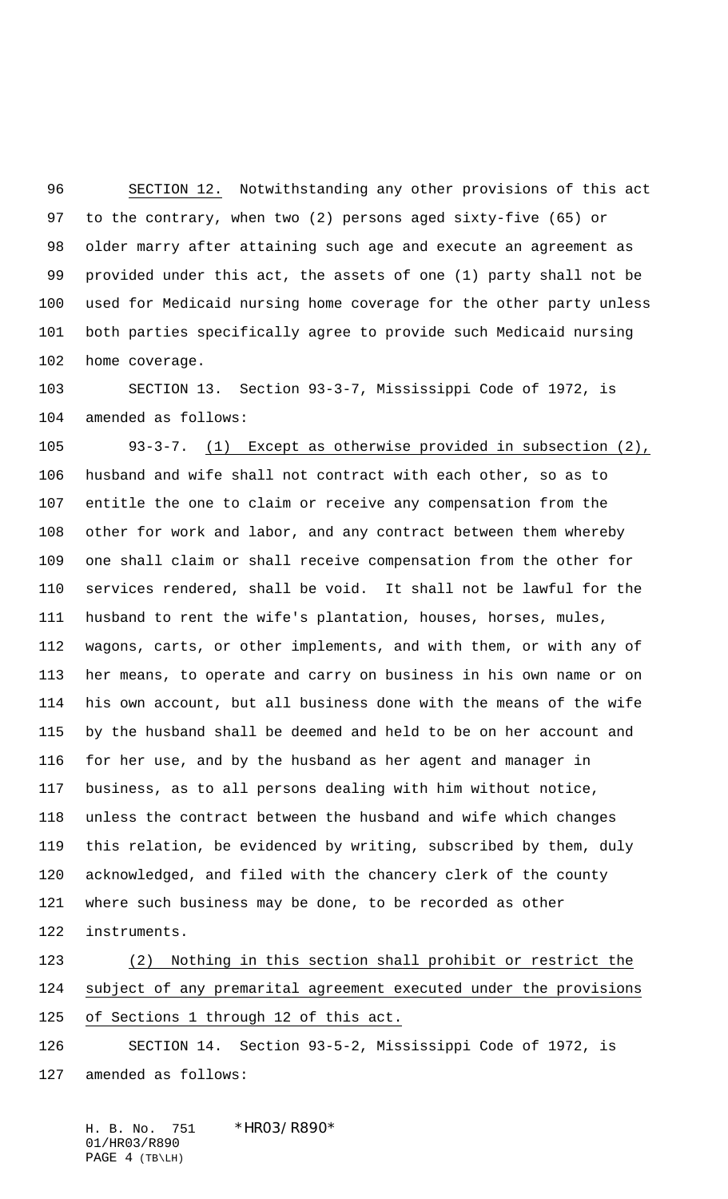SECTION 12. Notwithstanding any other provisions of this act to the contrary, when two (2) persons aged sixty-five (65) or older marry after attaining such age and execute an agreement as provided under this act, the assets of one (1) party shall not be used for Medicaid nursing home coverage for the other party unless both parties specifically agree to provide such Medicaid nursing home coverage.

SECTION 13. Section 93-3-7, Mississippi Code of 1972, is amended as follows:

93-3-7. (1) Except as otherwise provided in subsection (2), husband and wife shall not contract with each other, so as to entitle the one to claim or receive any compensation from the other for work and labor, and any contract between them whereby one shall claim or shall receive compensation from the other for services rendered, shall be void. It shall not be lawful for the husband to rent the wife's plantation, houses, horses, mules, wagons, carts, or other implements, and with them, or with any of her means, to operate and carry on business in his own name or on his own account, but all business done with the means of the wife by the husband shall be deemed and held to be on her account and for her use, and by the husband as her agent and manager in business, as to all persons dealing with him without notice, unless the contract between the husband and wife which changes this relation, be evidenced by writing, subscribed by them, duly acknowledged, and filed with the chancery clerk of the county where such business may be done, to be recorded as other instruments.

(2) Nothing in this section shall prohibit or restrict the subject of any premarital agreement executed under the provisions of Sections 1 through 12 of this act.

SECTION 14. Section 93-5-2, Mississippi Code of 1972, is amended as follows: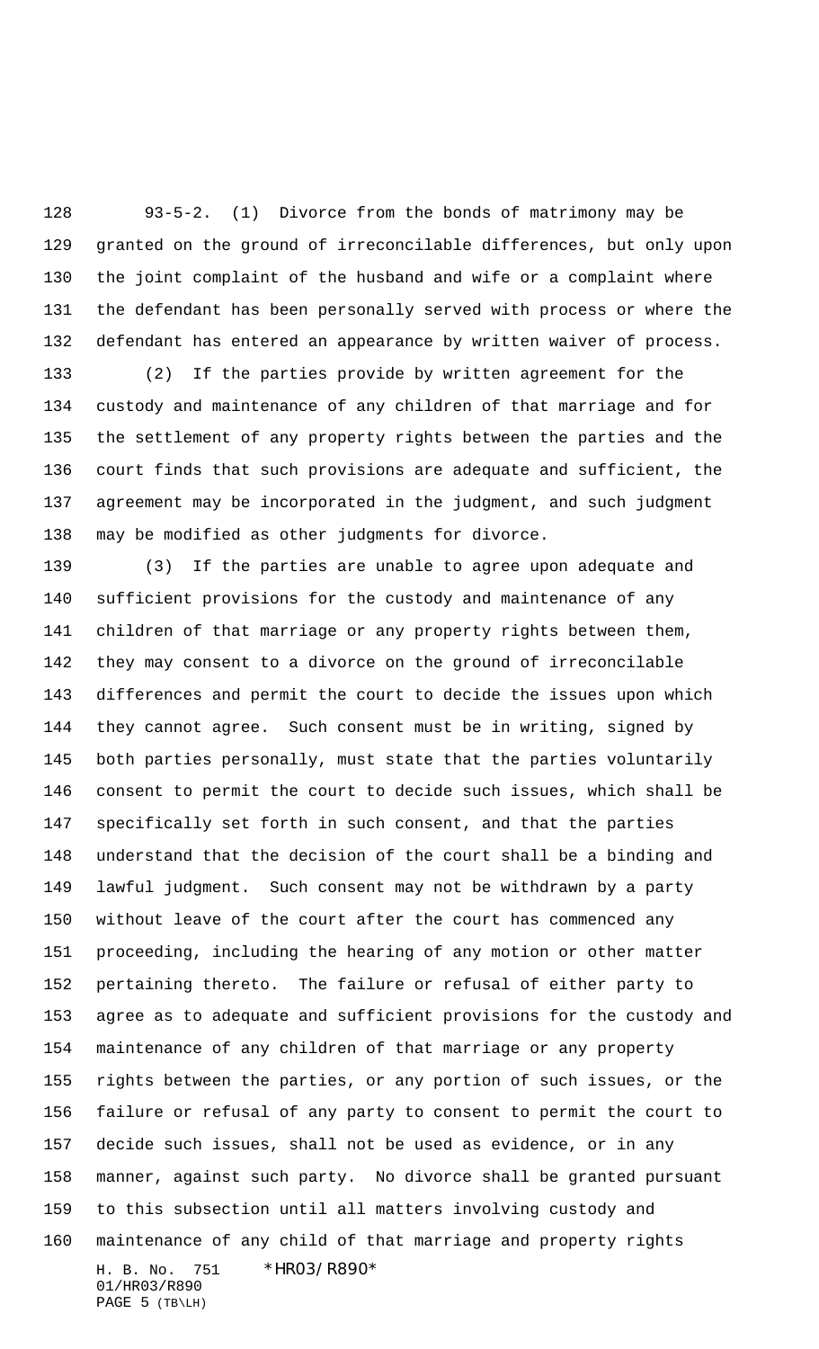93-5-2. (1) Divorce from the bonds of matrimony may be granted on the ground of irreconcilable differences, but only upon the joint complaint of the husband and wife or a complaint where the defendant has been personally served with process or where the defendant has entered an appearance by written waiver of process.

(2) If the parties provide by written agreement for the custody and maintenance of any children of that marriage and for the settlement of any property rights between the parties and the court finds that such provisions are adequate and sufficient, the agreement may be incorporated in the judgment, and such judgment may be modified as other judgments for divorce.

(3) If the parties are unable to agree upon adequate and sufficient provisions for the custody and maintenance of any children of that marriage or any property rights between them, they may consent to a divorce on the ground of irreconcilable differences and permit the court to decide the issues upon which they cannot agree. Such consent must be in writing, signed by both parties personally, must state that the parties voluntarily consent to permit the court to decide such issues, which shall be specifically set forth in such consent, and that the parties understand that the decision of the court shall be a binding and lawful judgment. Such consent may not be withdrawn by a party without leave of the court after the court has commenced any proceeding, including the hearing of any motion or other matter pertaining thereto. The failure or refusal of either party to agree as to adequate and sufficient provisions for the custody and maintenance of any children of that marriage or any property rights between the parties, or any portion of such issues, or the failure or refusal of any party to consent to permit the court to decide such issues, shall not be used as evidence, or in any manner, against such party. No divorce shall be granted pursuant to this subsection until all matters involving custody and maintenance of any child of that marriage and property rights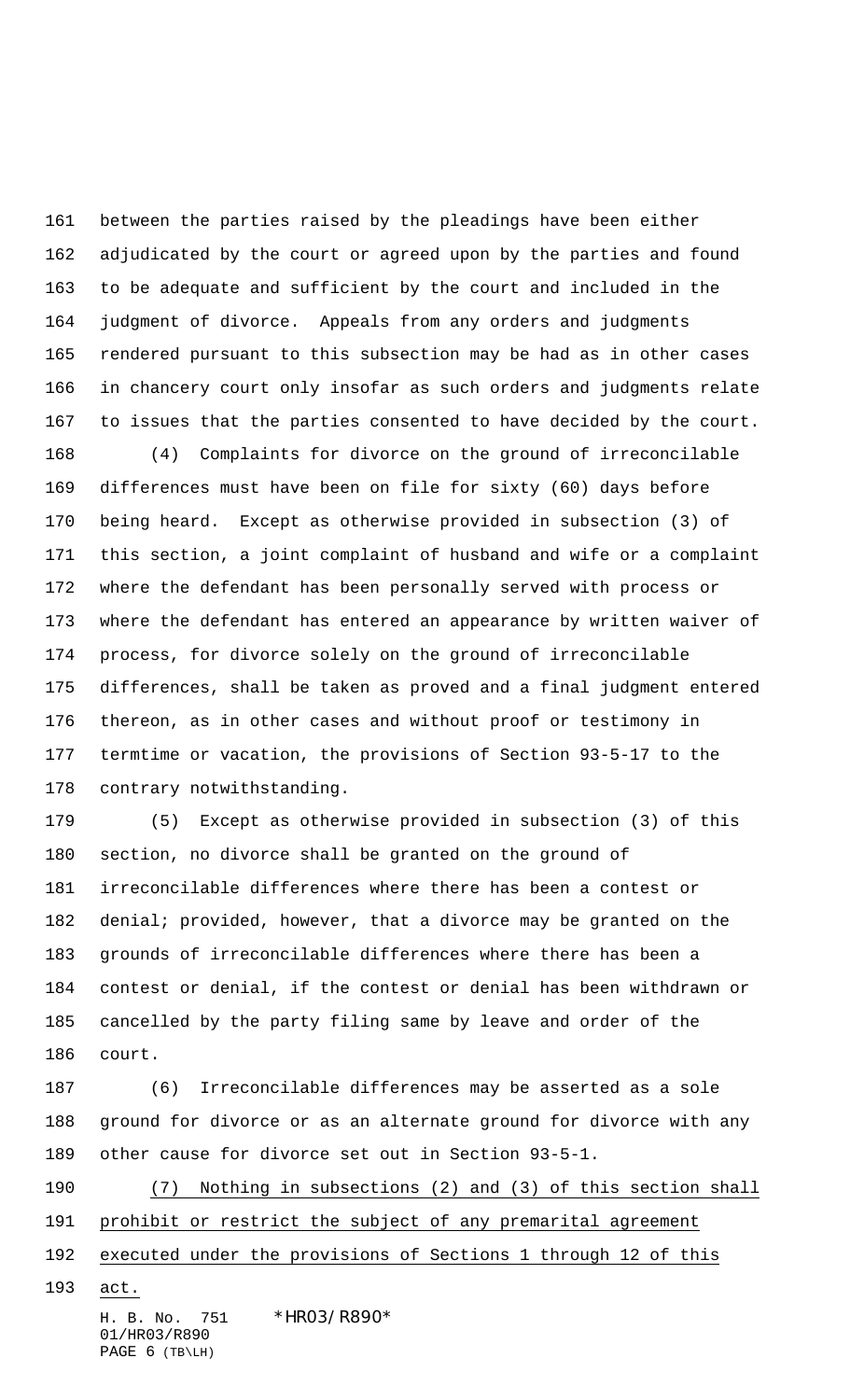between the parties raised by the pleadings have been either adjudicated by the court or agreed upon by the parties and found to be adequate and sufficient by the court and included in the judgment of divorce. Appeals from any orders and judgments rendered pursuant to this subsection may be had as in other cases in chancery court only insofar as such orders and judgments relate to issues that the parties consented to have decided by the court.

(4) Complaints for divorce on the ground of irreconcilable differences must have been on file for sixty (60) days before being heard. Except as otherwise provided in subsection (3) of this section, a joint complaint of husband and wife or a complaint where the defendant has been personally served with process or where the defendant has entered an appearance by written waiver of process, for divorce solely on the ground of irreconcilable differences, shall be taken as proved and a final judgment entered thereon, as in other cases and without proof or testimony in termtime or vacation, the provisions of Section 93-5-17 to the contrary notwithstanding.

(5) Except as otherwise provided in subsection (3) of this section, no divorce shall be granted on the ground of irreconcilable differences where there has been a contest or denial; provided, however, that a divorce may be granted on the grounds of irreconcilable differences where there has been a contest or denial, if the contest or denial has been withdrawn or cancelled by the party filing same by leave and order of the court.

(6) Irreconcilable differences may be asserted as a sole ground for divorce or as an alternate ground for divorce with any other cause for divorce set out in Section 93-5-1.

<u>(7) Nothing in subsections (2) and (3) of this section shall prohibit or restrict the subject of any premarital agreement executed under the provisions of Sections 1 through 12 of this act.</u>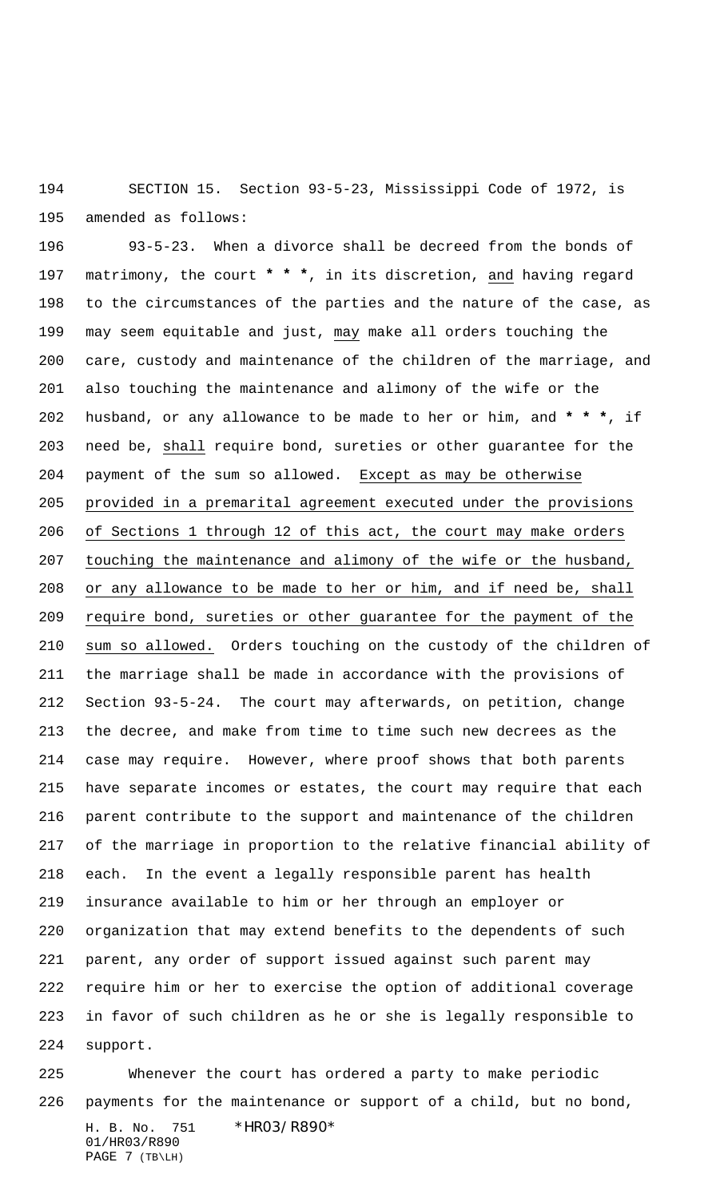SECTION 15. Section 93-5-23, Mississippi Code of 1972, is amended as follows:

93-5-23. When a divorce shall be decreed from the bonds of matrimony, the court **\* \* \***, in its discretion, and having regard to the circumstances of the parties and the nature of the case, as may seem equitable and just, may make all orders touching the care, custody and maintenance of the children of the marriage, and also touching the maintenance and alimony of the wife or the husband, or any allowance to be made to her or him, and **\* \* \***, if need be, shall require bond, sureties or other guarantee for the payment of the sum so allowed. Except as may be otherwise provided in a premarital agreement executed under the provisions of Sections 1 through 12 of this act, the court may make orders touching the maintenance and alimony of the wife or the husband, or any allowance to be made to her or him, and if need be, shall require bond, sureties or other guarantee for the payment of the sum so allowed. Orders touching on the custody of the children of the marriage shall be made in accordance with the provisions of Section 93-5-24. The court may afterwards, on petition, change the decree, and make from time to time such new decrees as the case may require. However, where proof shows that both parents have separate incomes or estates, the court may require that each parent contribute to the support and maintenance of the children of the marriage in proportion to the relative financial ability of each. In the event a legally responsible parent has health insurance available to him or her through an employer or organization that may extend benefits to the dependents of such parent, any order of support issued against such parent may require him or her to exercise the option of additional coverage in favor of such children as he or she is legally responsible to support.

Whenever the court has ordered a party to make periodic payments for the maintenance or support of a child, but no bond,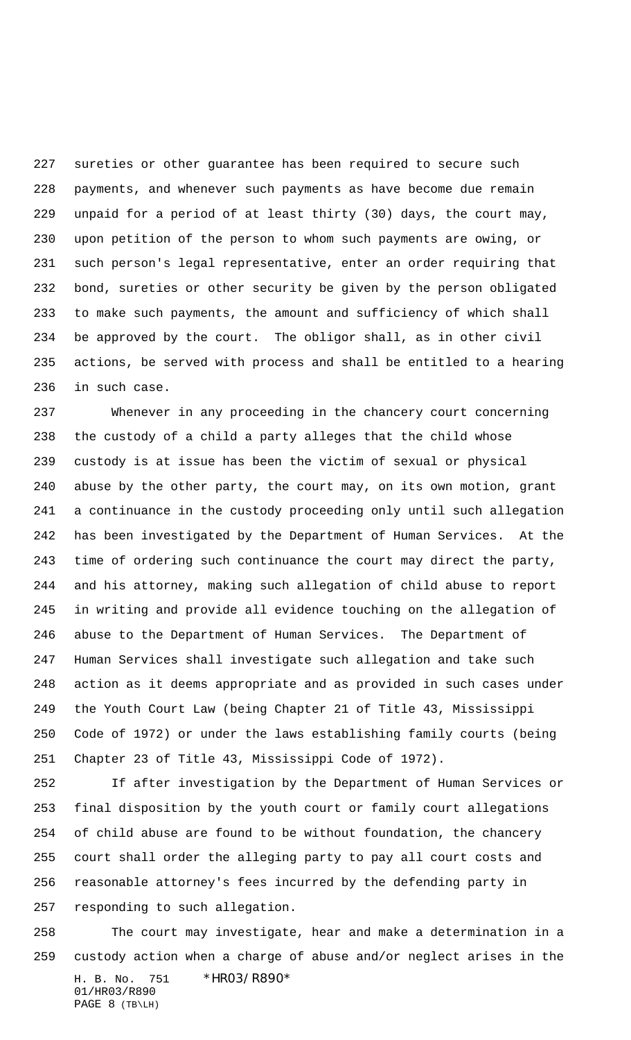sureties or other guarantee has been required to secure such payments, and whenever such payments as have become due remain unpaid for a period of at least thirty (30) days, the court may, upon petition of the person to whom such payments are owing, or such person's legal representative, enter an order requiring that bond, sureties or other security be given by the person obligated to make such payments, the amount and sufficiency of which shall be approved by the court. The obligor shall, as in other civil actions, be served with process and shall be entitled to a hearing in such case.

Whenever in any proceeding in the chancery court concerning the custody of a child a party alleges that the child whose custody is at issue has been the victim of sexual or physical abuse by the other party, the court may, on its own motion, grant a continuance in the custody proceeding only until such allegation has been investigated by the Department of Human Services. At the time of ordering such continuance the court may direct the party, and his attorney, making such allegation of child abuse to report in writing and provide all evidence touching on the allegation of abuse to the Department of Human Services. The Department of Human Services shall investigate such allegation and take such action as it deems appropriate and as provided in such cases under the Youth Court Law (being Chapter 21 of Title 43, Mississippi Code of 1972) or under the laws establishing family courts (being Chapter 23 of Title 43, Mississippi Code of 1972).

If after investigation by the Department of Human Services or final disposition by the youth court or family court allegations of child abuse are found to be without foundation, the chancery court shall order the alleging party to pay all court costs and reasonable attorney's fees incurred by the defending party in responding to such allegation.

The court may investigate, hear and make a determination in a custody action when a charge of abuse and/or neglect arises in the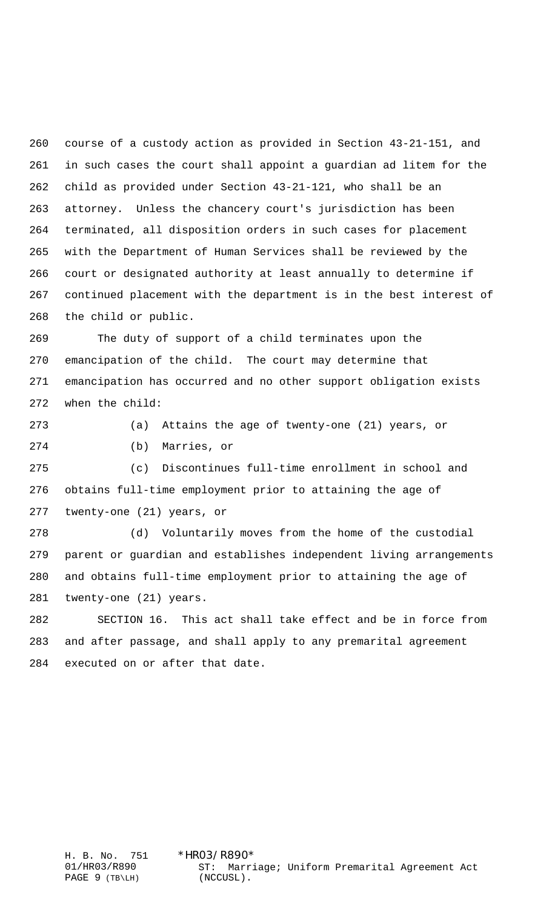course of a custody action as provided in Section 43-21-151, and in such cases the court shall appoint a guardian ad litem for the child as provided under Section 43-21-121, who shall be an attorney. Unless the chancery court's jurisdiction has been terminated, all disposition orders in such cases for placement with the Department of Human Services shall be reviewed by the court or designated authority at least annually to determine if continued placement with the department is in the best interest of the child or public.

The duty of support of a child terminates upon the emancipation of the child. The court may determine that emancipation has occurred and no other support obligation exists when the child:

(a) Attains the age of twenty-one (21) years, or

(b) Marries, or

(c) Discontinues full-time enrollment in school and obtains full-time employment prior to attaining the age of twenty-one (21) years, or

(d) Voluntarily moves from the home of the custodial parent or guardian and establishes independent living arrangements and obtains full-time employment prior to attaining the age of twenty-one (21) years.

SECTION 16. This act shall take effect and be in force from and after passage, and shall apply to any premarital agreement executed on or after that date.